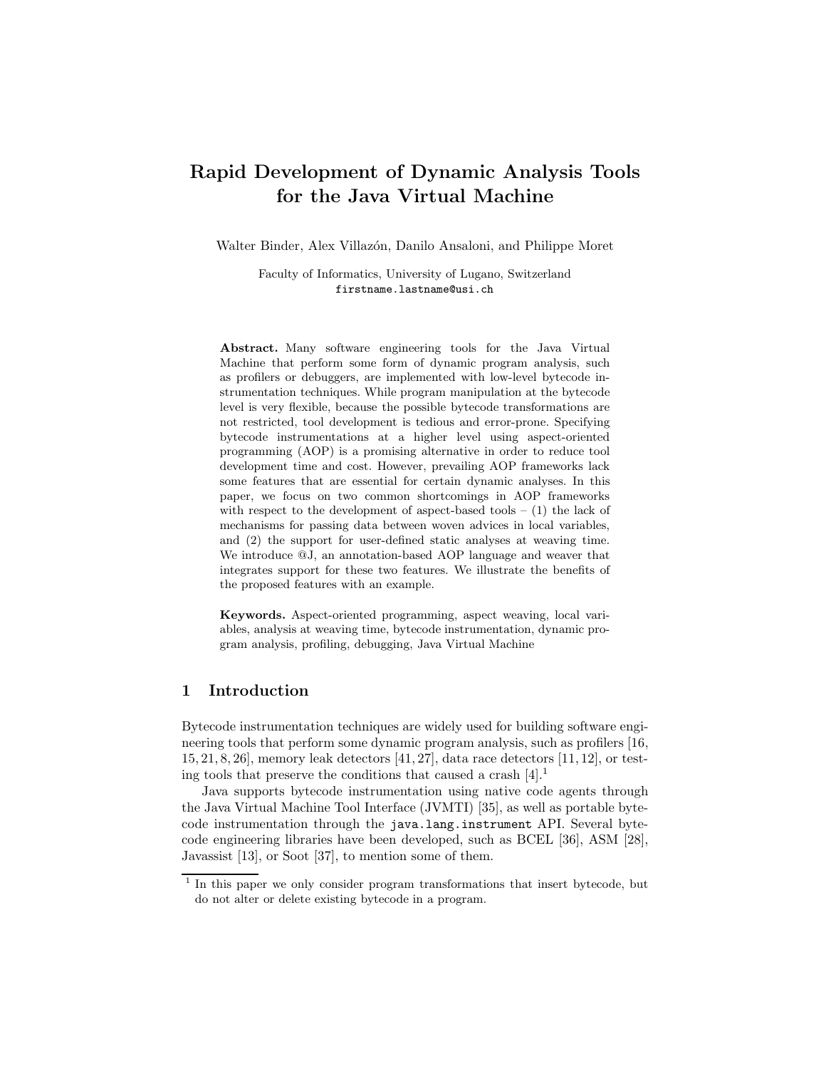# Rapid Development of Dynamic Analysis Tools for the Java Virtual Machine

Walter Binder, Alex Villazón, Danilo Ansaloni, and Philippe Moret

Faculty of Informatics, University of Lugano, Switzerland
firstname.lastname@usi.ch

**Abstract.** Many software engineering tools for the Java Virtual Machine that perform some form of dynamic program analysis, such as profilers or debuggers, are implemented with low-level bytecode instrumentation techniques. While program manipulation at the bytecode level is very flexible, because the possible bytecode transformations are not restricted, tool development is tedious and error-prone. Specifying bytecode instrumentations at a higher level using aspect-oriented programming (AOP) is a promising alternative in order to reduce tool development time and cost. However, prevailing AOP frameworks lack some features that are essential for certain dynamic analyses. In this paper, we focus on two common shortcomings in AOP frameworks with respect to the development of aspect-based tools – (1) the lack of mechanisms for passing data between woven advices in local variables, and (2) the support for user-defined static analyses at weaving time. We introduce @J, an annotation-based AOP language and weaver that integrates support for these two features. We illustrate the benefits of the proposed features with an example.

**Keywords.** Aspect-oriented programming, aspect weaving, local variables, analysis at weaving time, bytecode instrumentation, dynamic program analysis, profiling, debugging, Java Virtual Machine

## 1 Introduction

Bytecode instrumentation techniques are widely used for building software engineering tools that perform some dynamic program analysis, such as profilers [16, 15, 21, 8, 26], memory leak detectors [41, 27], data race detectors [11, 12], or testing tools that preserve the conditions that caused a crash [4].[1]

Java supports bytecode instrumentation using native code agents through the Java Virtual Machine Tool Interface (JVMTI) [35], as well as portable bytecode instrumentation through the `java.lang.instrument` API. Several bytecode engineering libraries have been developed, such as BCEL [36], ASM [28], Javassist [13], or Soot [37], to mention some of them.

[1] In this paper we only consider program transformations that insert bytecode, but do not alter or delete existing bytecode in a program.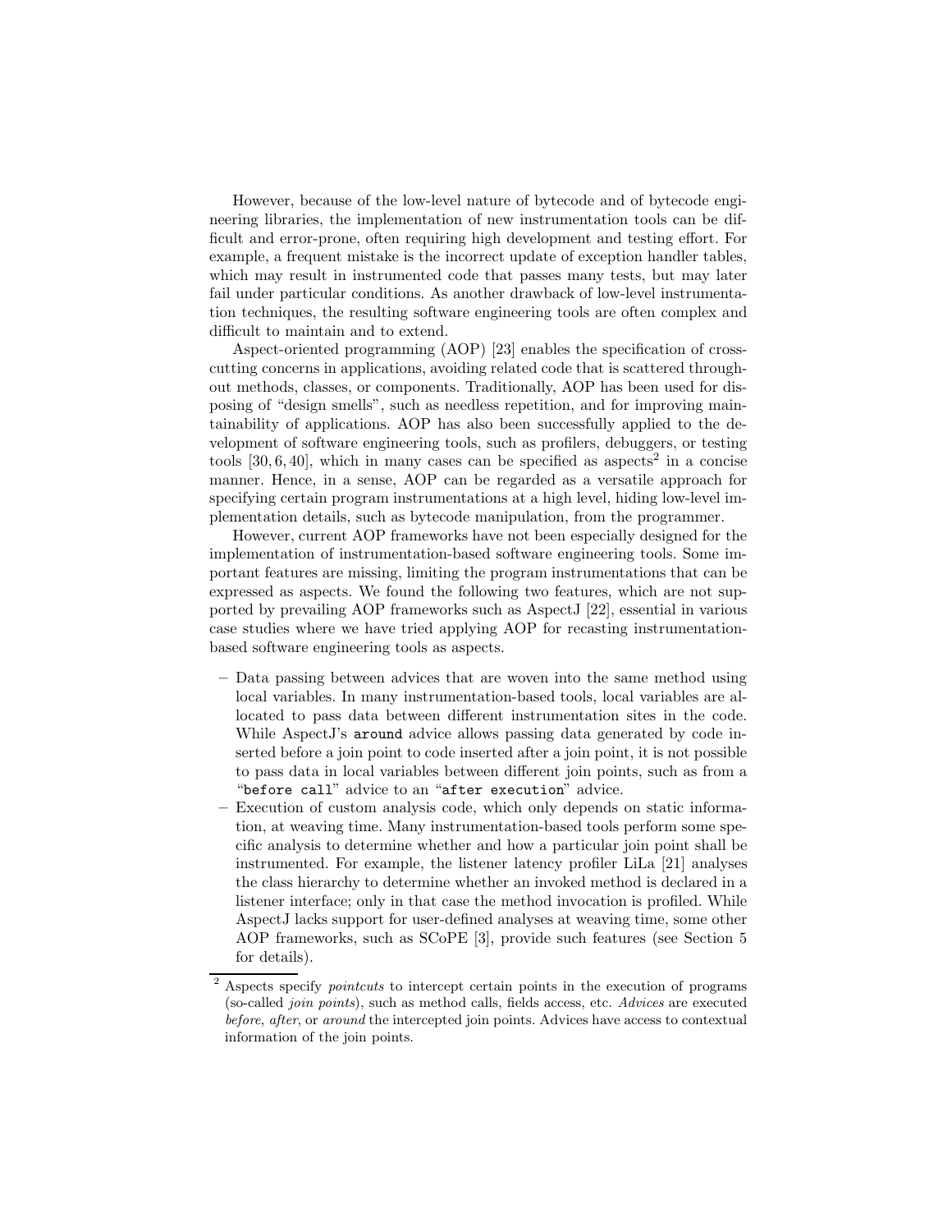However, because of the low-level nature of bytecode and of bytecode engineering libraries, the implementation of new instrumentation tools can be difficult and error-prone, often requiring high development and testing effort. For example, a frequent mistake is the incorrect update of exception handler tables, which may result in instrumented code that passes many tests, but may later fail under particular conditions. As another drawback of low-level instrumentation techniques, the resulting software engineering tools are often complex and difficult to maintain and to extend.

Aspect-oriented programming (AOP) [23] enables the specification of crosscutting concerns in applications, avoiding related code that is scattered throughout methods, classes, or components. Traditionally, AOP has been used for disposing of "design smells", such as needless repetition, and for improving maintainability of applications. AOP has also been successfully applied to the development of software engineering tools, such as profilers, debuggers, or testing tools [30, 6, 40], which in many cases can be specified as aspects[2] in a concise manner. Hence, in a sense, AOP can be regarded as a versatile approach for specifying certain program instrumentations at a high level, hiding low-level implementation details, such as bytecode manipulation, from the programmer.

However, current AOP frameworks have not been especially designed for the implementation of instrumentation-based software engineering tools. Some important features are missing, limiting the program instrumentations that can be expressed as aspects. We found the following two features, which are not supported by prevailing AOP frameworks such as AspectJ [22], essential in various case studies where we have tried applying AOP for recasting instrumentation-based software engineering tools as aspects.

- Data passing between advices that are woven into the same method using local variables. In many instrumentation-based tools, local variables are allocated to pass data between different instrumentation sites in the code. While AspectJ's `around` advice allows passing data generated by code inserted before a join point to code inserted after a join point, it is not possible to pass data in local variables between different join points, such as from a "`before call`" advice to an "`after execution`" advice.
- Execution of custom analysis code, which only depends on static information, at weaving time. Many instrumentation-based tools perform some specific analysis to determine whether and how a particular join point shall be instrumented. For example, the listener latency profiler LiLa [21] analyses the class hierarchy to determine whether an invoked method is declared in a listener interface; only in that case the method invocation is profiled. While AspectJ lacks support for user-defined analyses at weaving time, some other AOP frameworks, such as SCoPE [3], provide such features (see Section 5 for details).

[2] Aspects specify *pointcuts* to intercept certain points in the execution of programs (so-called *join points*), such as method calls, fields access, etc. *Advices* are executed *before*, *after*, or *around* the intercepted join points. Advices have access to contextual information of the join points.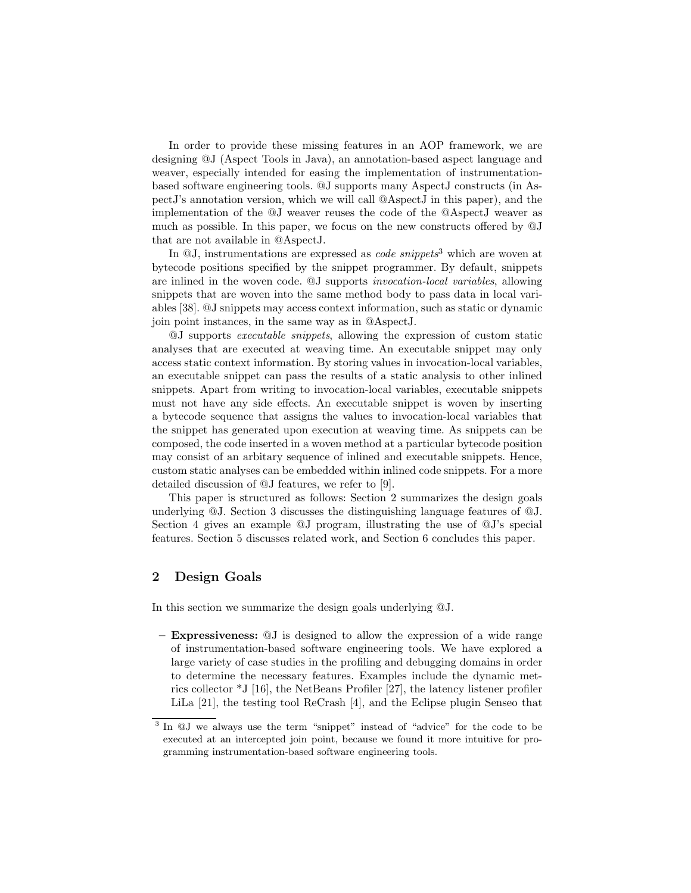In order to provide these missing features in an AOP framework, we are designing @J (Aspect Tools in Java), an annotation-based aspect language and weaver, especially intended for easing the implementation of instrumentation-based software engineering tools. @J supports many AspectJ constructs (in AspectJ's annotation version, which we will call @AspectJ in this paper), and the implementation of the @J weaver reuses the code of the @AspectJ weaver as much as possible. In this paper, we focus on the new constructs offered by @J that are not available in @AspectJ.

In @J, instrumentations are expressed as *code snippets*[3] which are woven at bytecode positions specified by the snippet programmer. By default, snippets are inlined in the woven code. @J supports *invocation-local variables*, allowing snippets that are woven into the same method body to pass data in local variables [38]. @J snippets may access context information, such as static or dynamic join point instances, in the same way as in @AspectJ.

@J supports *executable snippets*, allowing the expression of custom static analyses that are executed at weaving time. An executable snippet may only access static context information. By storing values in invocation-local variables, an executable snippet can pass the results of a static analysis to other inlined snippets. Apart from writing to invocation-local variables, executable snippets must not have any side effects. An executable snippet is woven by inserting a bytecode sequence that assigns the values to invocation-local variables that the snippet has generated upon execution at weaving time. As snippets can be composed, the code inserted in a woven method at a particular bytecode position may consist of an arbitary sequence of inlined and executable snippets. Hence, custom static analyses can be embedded within inlined code snippets. For a more detailed discussion of @J features, we refer to [9].

This paper is structured as follows: Section 2 summarizes the design goals underlying @J. Section 3 discusses the distinguishing language features of @J. Section 4 gives an example @J program, illustrating the use of @J's special features. Section 5 discusses related work, and Section 6 concludes this paper.

## 2 Design Goals

In this section we summarize the design goals underlying @J.

- **Expressiveness:** @J is designed to allow the expression of a wide range of instrumentation-based software engineering tools. We have explored a large variety of case studies in the profiling and debugging domains in order to determine the necessary features. Examples include the dynamic metrics collector *J [16], the NetBeans Profiler [27], the latency listener profiler LiLa [21], the testing tool ReCrash [4], and the Eclipse plugin Senseo that

---

[3] In @J we always use the term "snippet" instead of "advice" for the code to be executed at an intercepted join point, because we found it more intuitive for programming instrumentation-based software engineering tools.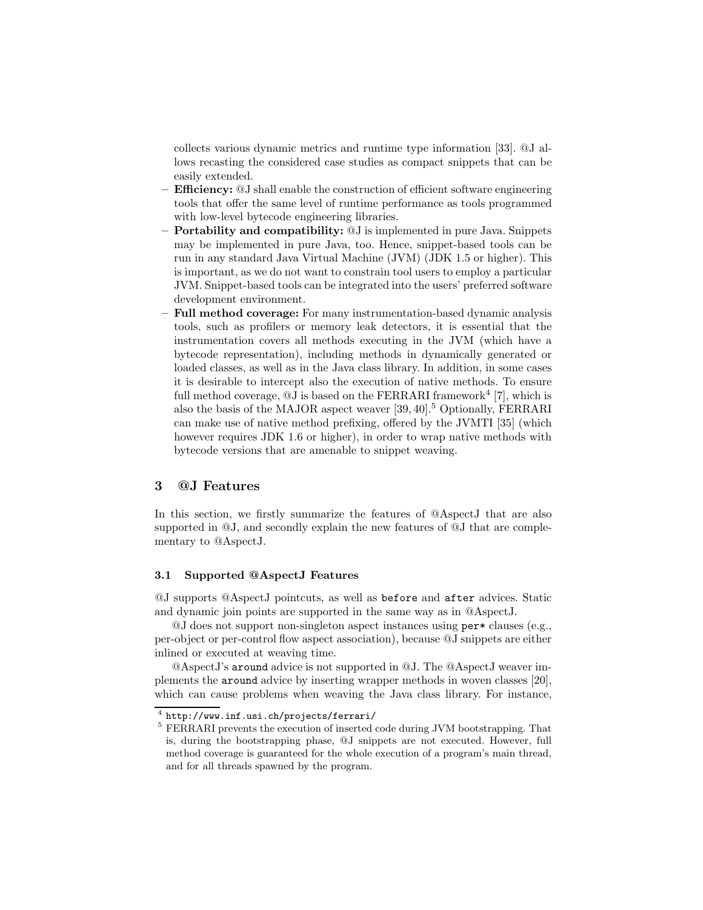collects various dynamic metrics and runtime type information [33]. @J allows recasting the considered case studies as compact snippets that can be easily extended.

- **Efficiency:** @J shall enable the construction of efficient software engineering tools that offer the same level of runtime performance as tools programmed with low-level bytecode engineering libraries.
- **Portability and compatibility:** @J is implemented in pure Java. Snippets may be implemented in pure Java, too. Hence, snippet-based tools can be run in any standard Java Virtual Machine (JVM) (JDK 1.5 or higher). This is important, as we do not want to constrain tool users to employ a particular JVM. Snippet-based tools can be integrated into the users' preferred software development environment.
- **Full method coverage:** For many instrumentation-based dynamic analysis tools, such as profilers or memory leak detectors, it is essential that the instrumentation covers all methods executing in the JVM (which have a bytecode representation), including methods in dynamically generated or loaded classes, as well as in the Java class library. In addition, in some cases it is desirable to intercept also the execution of native methods. To ensure full method coverage, @J is based on the FERRARI framework[4] [7], which is also the basis of the MAJOR aspect weaver [39, 40].[5] Optionally, FERRARI can make use of native method prefixing, offered by the JVMTI [35] (which however requires JDK 1.6 or higher), in order to wrap native methods with bytecode versions that are amenable to snippet weaving.

## 3 @J Features

In this section, we firstly summarize the features of @AspectJ that are also supported in @J, and secondly explain the new features of @J that are complementary to @AspectJ.

### 3.1 Supported @AspectJ Features

@J supports @AspectJ pointcuts, as well as `before` and `after` advices. Static and dynamic join points are supported in the same way as in @AspectJ.

@J does not support non-singleton aspect instances using `per*` clauses (e.g., per-object or per-control flow aspect association), because @J snippets are either inlined or executed at weaving time.

@AspectJ's `around` advice is not supported in @J. The @AspectJ weaver implements the `around` advice by inserting wrapper methods in woven classes [20], which can cause problems when weaving the Java class library. For instance,

---

[4] `http://www.inf.usi.ch/projects/ferrari/`

[5] FERRARI prevents the execution of inserted code during JVM bootstrapping. That is, during the bootstrapping phase, @J snippets are not executed. However, full method coverage is guaranteed for the whole execution of a program's main thread, and for all threads spawned by the program.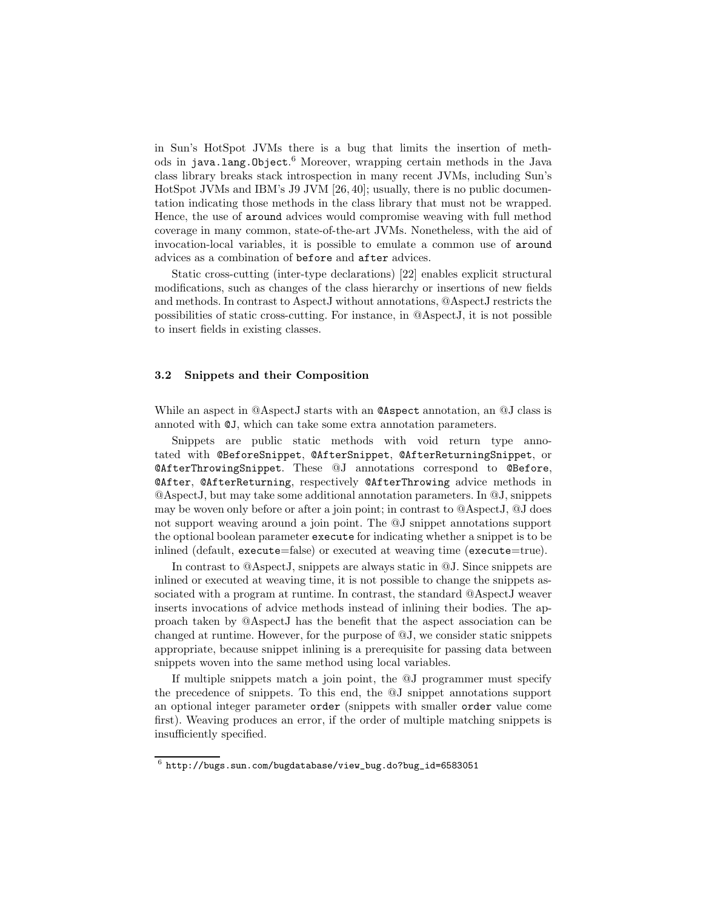in Sun's HotSpot JVMs there is a bug that limits the insertion of methods in `java.lang.Object`.[6] Moreover, wrapping certain methods in the Java class library breaks stack introspection in many recent JVMs, including Sun's HotSpot JVMs and IBM's J9 JVM [26, 40]; usually, there is no public documentation indicating those methods in the class library that must not be wrapped. Hence, the use of `around` advices would compromise weaving with full method coverage in many common, state-of-the-art JVMs. Nonetheless, with the aid of invocation-local variables, it is possible to emulate a common use of `around` advices as a combination of `before` and `after` advices.

Static cross-cutting (inter-type declarations) [22] enables explicit structural modifications, such as changes of the class hierarchy or insertions of new fields and methods. In contrast to AspectJ without annotations, @AspectJ restricts the possibilities of static cross-cutting. For instance, in @AspectJ, it is not possible to insert fields in existing classes.

### 3.2 Snippets and their Composition

While an aspect in @AspectJ starts with an `@Aspect` annotation, an @J class is annoted with `@J`, which can take some extra annotation parameters.

Snippets are public static methods with void return type annotated with `@BeforeSnippet`, `@AfterSnippet`, `@AfterReturningSnippet`, or `@AfterThrowingSnippet`. These @J annotations correspond to `@Before`, `@After`, `@AfterReturning`, respectively `@AfterThrowing` advice methods in @AspectJ, but may take some additional annotation parameters. In @J, snippets may be woven only before or after a join point; in contrast to @AspectJ, @J does not support weaving around a join point. The @J snippet annotations support the optional boolean parameter `execute` for indicating whether a snippet is to be inlined (default, `execute`=false) or executed at weaving time (`execute`=true).

In contrast to @AspectJ, snippets are always static in @J. Since snippets are inlined or executed at weaving time, it is not possible to change the snippets associated with a program at runtime. In contrast, the standard @AspectJ weaver inserts invocations of advice methods instead of inlining their bodies. The approach taken by @AspectJ has the benefit that the aspect association can be changed at runtime. However, for the purpose of @J, we consider static snippets appropriate, because snippet inlining is a prerequisite for passing data between snippets woven into the same method using local variables.

If multiple snippets match a join point, the @J programmer must specify the precedence of snippets. To this end, the @J snippet annotations support an optional integer parameter `order` (snippets with smaller `order` value come first). Weaving produces an error, if the order of multiple matching snippets is insufficiently specified.

---

[6] `http://bugs.sun.com/bugdatabase/view_bug.do?bug_id=6583051`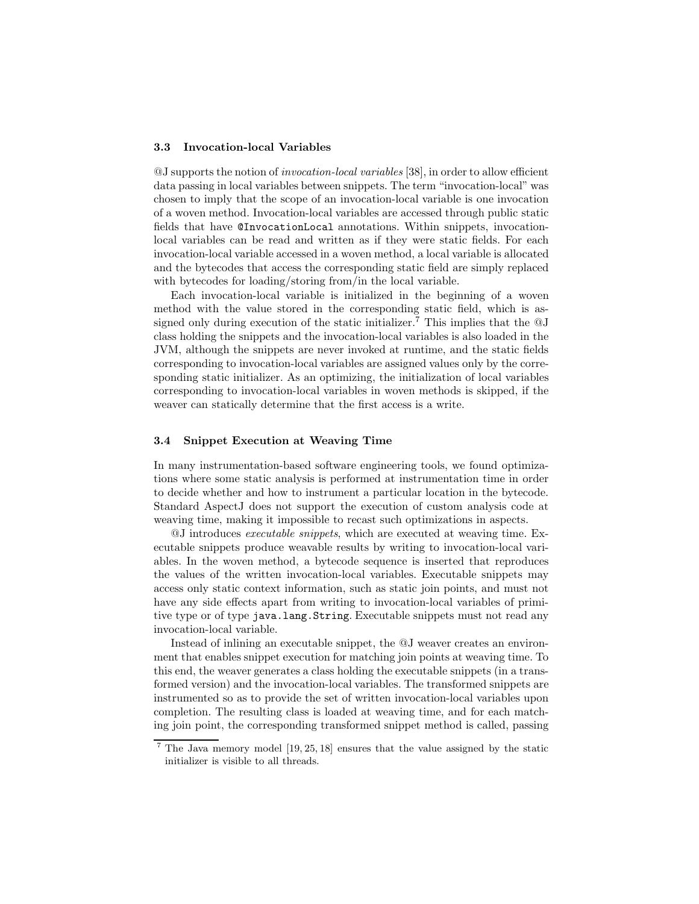### 3.3 Invocation-local Variables

@J supports the notion of *invocation-local variables* [38], in order to allow efficient data passing in local variables between snippets. The term "invocation-local" was chosen to imply that the scope of an invocation-local variable is one invocation of a woven method. Invocation-local variables are accessed through public static fields that have `@InvocationLocal` annotations. Within snippets, invocation-local variables can be read and written as if they were static fields. For each invocation-local variable accessed in a woven method, a local variable is allocated and the bytecodes that access the corresponding static field are simply replaced with bytecodes for loading/storing from/in the local variable.

Each invocation-local variable is initialized in the beginning of a woven method with the value stored in the corresponding static field, which is assigned only during execution of the static initializer.[7] This implies that the @J class holding the snippets and the invocation-local variables is also loaded in the JVM, although the snippets are never invoked at runtime, and the static fields corresponding to invocation-local variables are assigned values only by the corresponding static initializer. As an optimizing, the initialization of local variables corresponding to invocation-local variables in woven methods is skipped, if the weaver can statically determine that the first access is a write.

### 3.4 Snippet Execution at Weaving Time

In many instrumentation-based software engineering tools, we found optimizations where some static analysis is performed at instrumentation time in order to decide whether and how to instrument a particular location in the bytecode. Standard AspectJ does not support the execution of custom analysis code at weaving time, making it impossible to recast such optimizations in aspects.

@J introduces *executable snippets*, which are executed at weaving time. Executable snippets produce weavable results by writing to invocation-local variables. In the woven method, a bytecode sequence is inserted that reproduces the values of the written invocation-local variables. Executable snippets may access only static context information, such as static join points, and must not have any side effects apart from writing to invocation-local variables of primitive type or of type `java.lang.String`. Executable snippets must not read any invocation-local variable.

Instead of inlining an executable snippet, the @J weaver creates an environment that enables snippet execution for matching join points at weaving time. To this end, the weaver generates a class holding the executable snippets (in a transformed version) and the invocation-local variables. The transformed snippets are instrumented so as to provide the set of written invocation-local variables upon completion. The resulting class is loaded at weaving time, and for each matching join point, the corresponding transformed snippet method is called, passing

[7] The Java memory model [19, 25, 18] ensures that the value assigned by the static initializer is visible to all threads.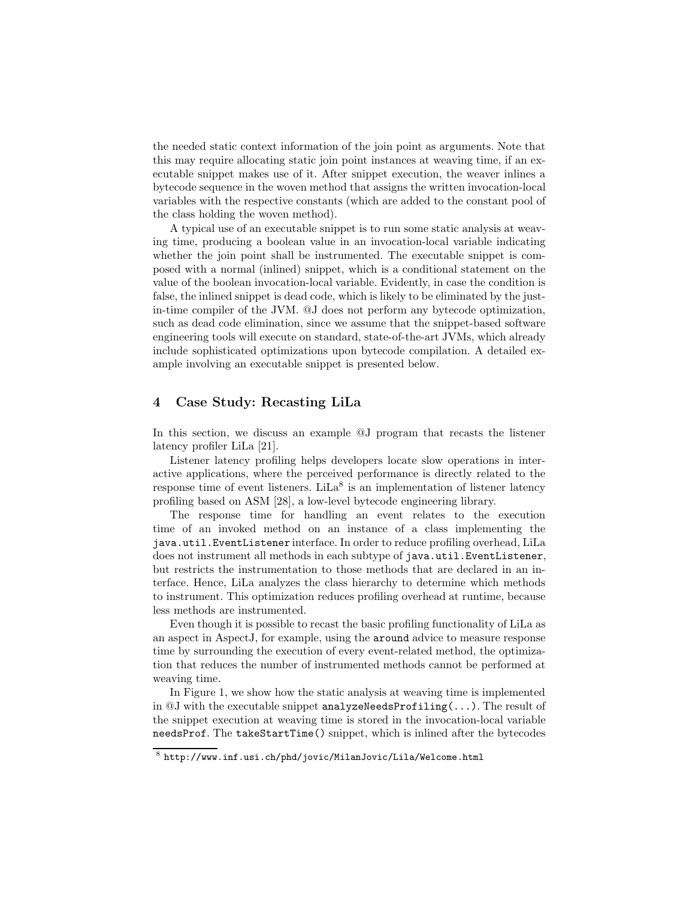the needed static context information of the join point as arguments. Note that this may require allocating static join point instances at weaving time, if an executable snippet makes use of it. After snippet execution, the weaver inlines a bytecode sequence in the woven method that assigns the written invocation-local variables with the respective constants (which are added to the constant pool of the class holding the woven method).

A typical use of an executable snippet is to run some static analysis at weaving time, producing a boolean value in an invocation-local variable indicating whether the join point shall be instrumented. The executable snippet is composed with a normal (inlined) snippet, which is a conditional statement on the value of the boolean invocation-local variable. Evidently, in case the condition is false, the inlined snippet is dead code, which is likely to be eliminated by the just-in-time compiler of the JVM. @J does not perform any bytecode optimization, such as dead code elimination, since we assume that the snippet-based software engineering tools will execute on standard, state-of-the-art JVMs, which already include sophisticated optimizations upon bytecode compilation. A detailed example involving an executable snippet is presented below.

## 4 Case Study: Recasting LiLa

In this section, we discuss an example @J program that recasts the listener latency profiler LiLa [21].

Listener latency profiling helps developers locate slow operations in interactive applications, where the perceived performance is directly related to the response time of event listeners. LiLa[8] is an implementation of listener latency profiling based on ASM [28], a low-level bytecode engineering library.

The response time for handling an event relates to the execution time of an invoked method on an instance of a class implementing the `java.util.EventListener` interface. In order to reduce profiling overhead, LiLa does not instrument all methods in each subtype of `java.util.EventListener`, but restricts the instrumentation to those methods that are declared in an interface. Hence, LiLa analyzes the class hierarchy to determine which methods to instrument. This optimization reduces profiling overhead at runtime, because less methods are instrumented.

Even though it is possible to recast the basic profiling functionality of LiLa as an aspect in AspectJ, for example, using the `around` advice to measure response time by surrounding the execution of every event-related method, the optimization that reduces the number of instrumented methods cannot be performed at weaving time.

In Figure 1, we show how the static analysis at weaving time is implemented in @J with the executable snippet `analyzeNeedsProfiling(...)`. The result of the snippet execution at weaving time is stored in the invocation-local variable `needsProf`. The `takeStartTime()` snippet, which is inlined after the bytecodes

[8] `http://www.inf.usi.ch/phd/jovic/MilanJovic/Lila/Welcome.html`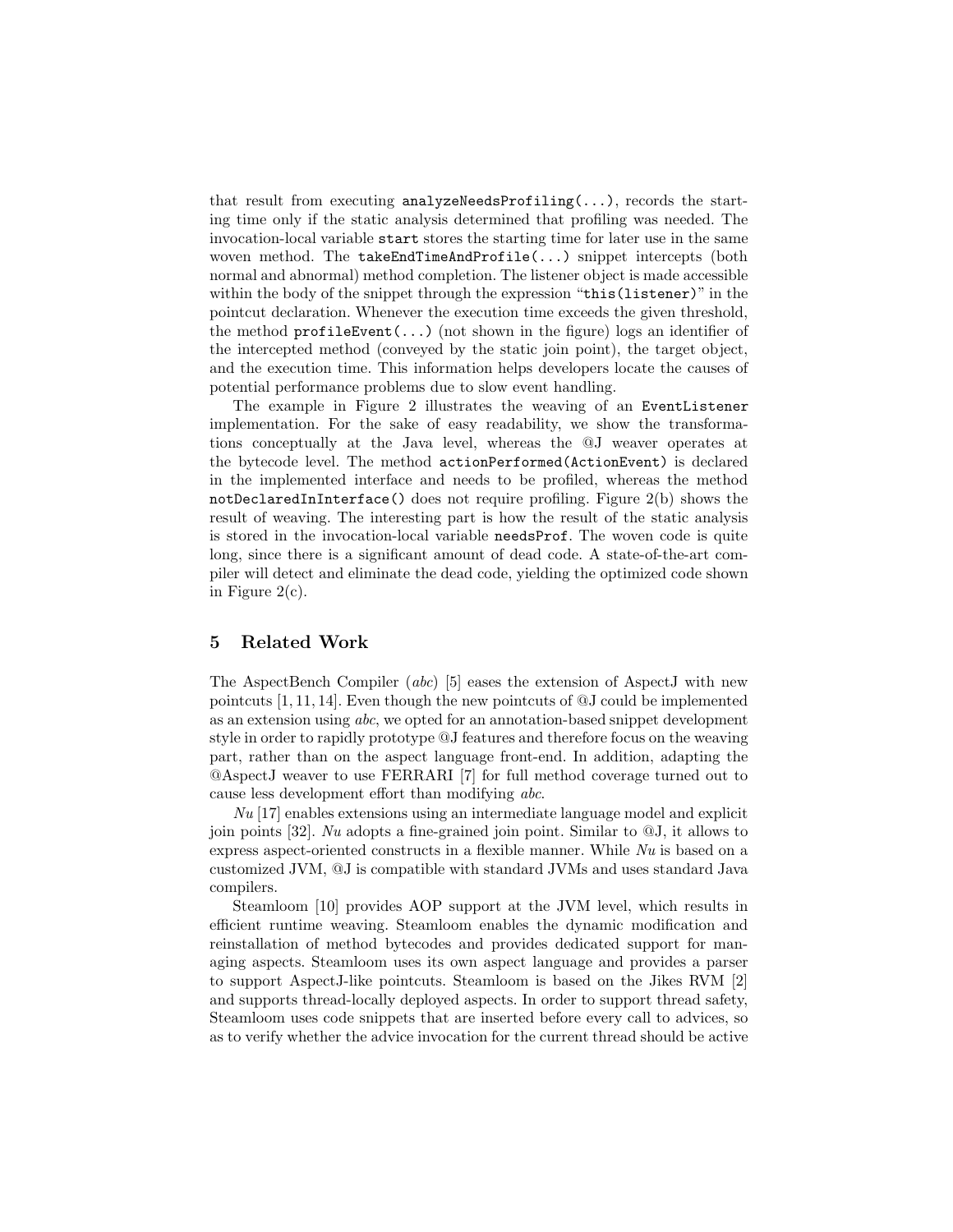that result from executing `analyzeNeedsProfiling(...)`, records the starting time only if the static analysis determined that profiling was needed. The invocation-local variable `start` stores the starting time for later use in the same woven method. The `takeEndTimeAndProfile(...)` snippet intercepts (both normal and abnormal) method completion. The listener object is made accessible within the body of the snippet through the expression "`this(listener)`" in the pointcut declaration. Whenever the execution time exceeds the given threshold, the method `profileEvent(...)` (not shown in the figure) logs an identifier of the intercepted method (conveyed by the static join point), the target object, and the execution time. This information helps developers locate the causes of potential performance problems due to slow event handling.

The example in Figure 2 illustrates the weaving of an `EventListener` implementation. For the sake of easy readability, we show the transformations conceptually at the Java level, whereas the @J weaver operates at the bytecode level. The method `actionPerformed(ActionEvent)` is declared in the implemented interface and needs to be profiled, whereas the method `notDeclaredInInterface()` does not require profiling. Figure 2(b) shows the result of weaving. The interesting part is how the result of the static analysis is stored in the invocation-local variable `needsProf`. The woven code is quite long, since there is a significant amount of dead code. A state-of-the-art compiler will detect and eliminate the dead code, yielding the optimized code shown in Figure 2(c).

## 5 Related Work

The AspectBench Compiler (*abc*) [5] eases the extension of AspectJ with new pointcuts [1, 11, 14]. Even though the new pointcuts of @J could be implemented as an extension using *abc*, we opted for an annotation-based snippet development style in order to rapidly prototype @J features and therefore focus on the weaving part, rather than on the aspect language front-end. In addition, adapting the @AspectJ weaver to use FERRARI [7] for full method coverage turned out to cause less development effort than modifying *abc*.

*Nu* [17] enables extensions using an intermediate language model and explicit join points [32]. *Nu* adopts a fine-grained join point. Similar to @J, it allows to express aspect-oriented constructs in a flexible manner. While *Nu* is based on a customized JVM, @J is compatible with standard JVMs and uses standard Java compilers.

Steamloom [10] provides AOP support at the JVM level, which results in efficient runtime weaving. Steamloom enables the dynamic modification and reinstallation of method bytecodes and provides dedicated support for managing aspects. Steamloom uses its own aspect language and provides a parser to support AspectJ-like pointcuts. Steamloom is based on the Jikes RVM [2] and supports thread-locally deployed aspects. In order to support thread safety, Steamloom uses code snippets that are inserted before every call to advices, so as to verify whether the advice invocation for the current thread should be active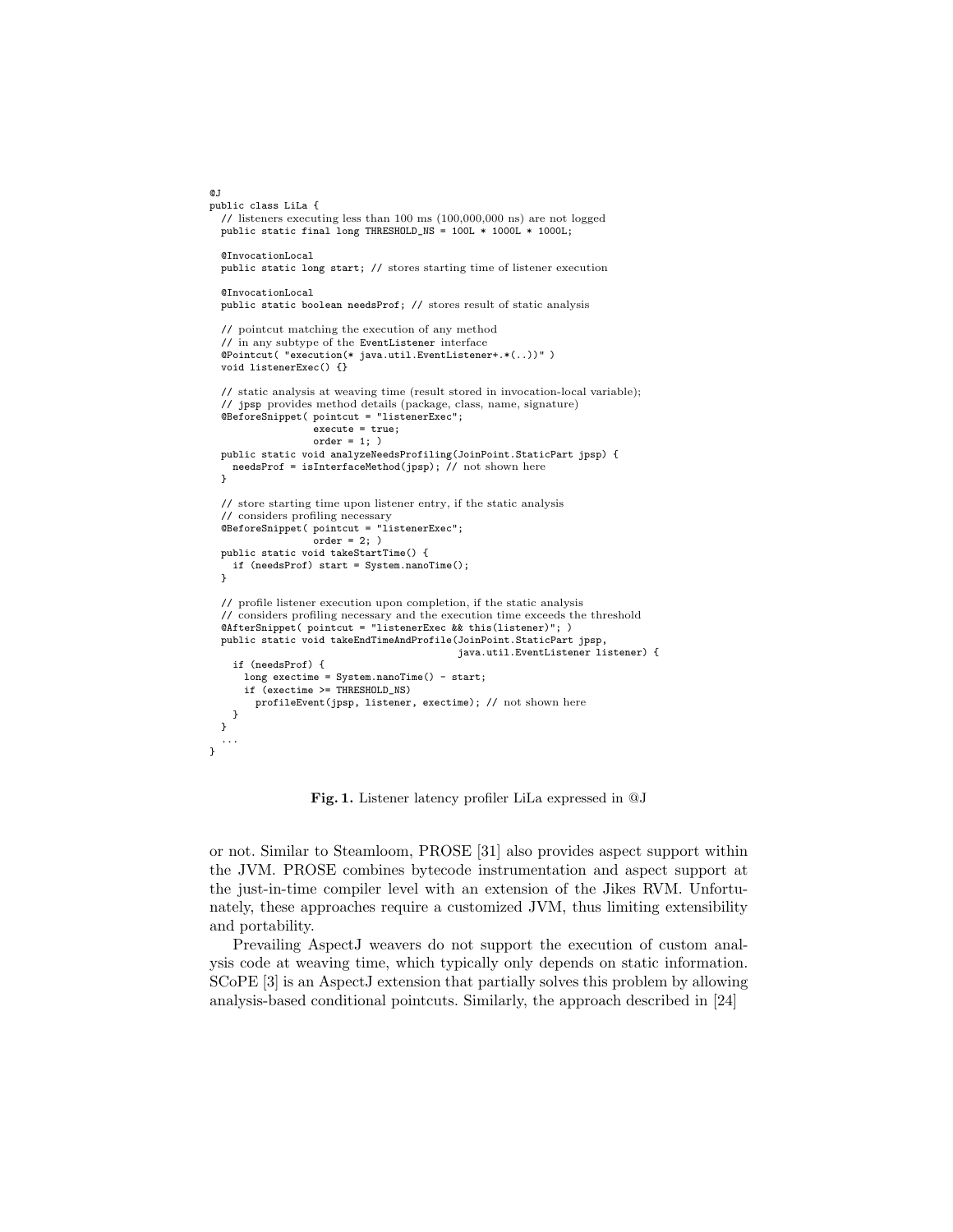```java
@J
public class LiLa {
  // listeners executing less than 100 ms (100,000,000 ns) are not logged
  public static final long THRESHOLD_NS = 100L * 1000L * 1000L;

  @InvocationLocal
  public static long start; // stores starting time of listener execution

  @InvocationLocal
  public static boolean needsProf; // stores result of static analysis

  // pointcut matching the execution of any method
  // in any subtype of the EventListener interface
  @Pointcut( "execution(* java.util.EventListener+.*(..))" )
  void listenerExec() {}

  // static analysis at weaving time (result stored in invocation-local variable);
  // jpsp provides method details (package, class, name, signature)
  @BeforeSnippet( pointcut = "listenerExec";
                  execute = true;
                  order = 1; )
  public static void analyzeNeedsProfiling(JoinPoint.StaticPart jpsp) {
    needsProf = isInterfaceMethod(jpsp); // not shown here
  }

  // store starting time upon listener entry, if the static analysis
  // considers profiling necessary
  @BeforeSnippet( pointcut = "listenerExec";
                  order = 2; )
  public static void takeStartTime() {
    if (needsProf) start = System.nanoTime();
  }

  // profile listener execution upon completion, if the static analysis
  // considers profiling necessary and the execution time exceeds the threshold
  @AfterSnippet( pointcut = "listenerExec && this(listener)"; )
  public static void takeEndTimeAndProfile(JoinPoint.StaticPart jpsp,
                                           java.util.EventListener listener) {
    if (needsProf) {
      long exectime = System.nanoTime() - start;
      if (exectime >= THRESHOLD_NS)
        profileEvent(jpsp, listener, exectime); // not shown here
    }
  }
  ...
}
```

**Fig. 1.** Listener latency profiler LiLa expressed in @J

or not. Similar to Steamloom, PROSE [31] also provides aspect support within the JVM. PROSE combines bytecode instrumentation and aspect support at the just-in-time compiler level with an extension of the Jikes RVM. Unfortunately, these approaches require a customized JVM, thus limiting extensibility and portability.

Prevailing AspectJ weavers do not support the execution of custom analysis code at weaving time, which typically only depends on static information. SCoPE [3] is an AspectJ extension that partially solves this problem by allowing analysis-based conditional pointcuts. Similarly, the approach described in [24]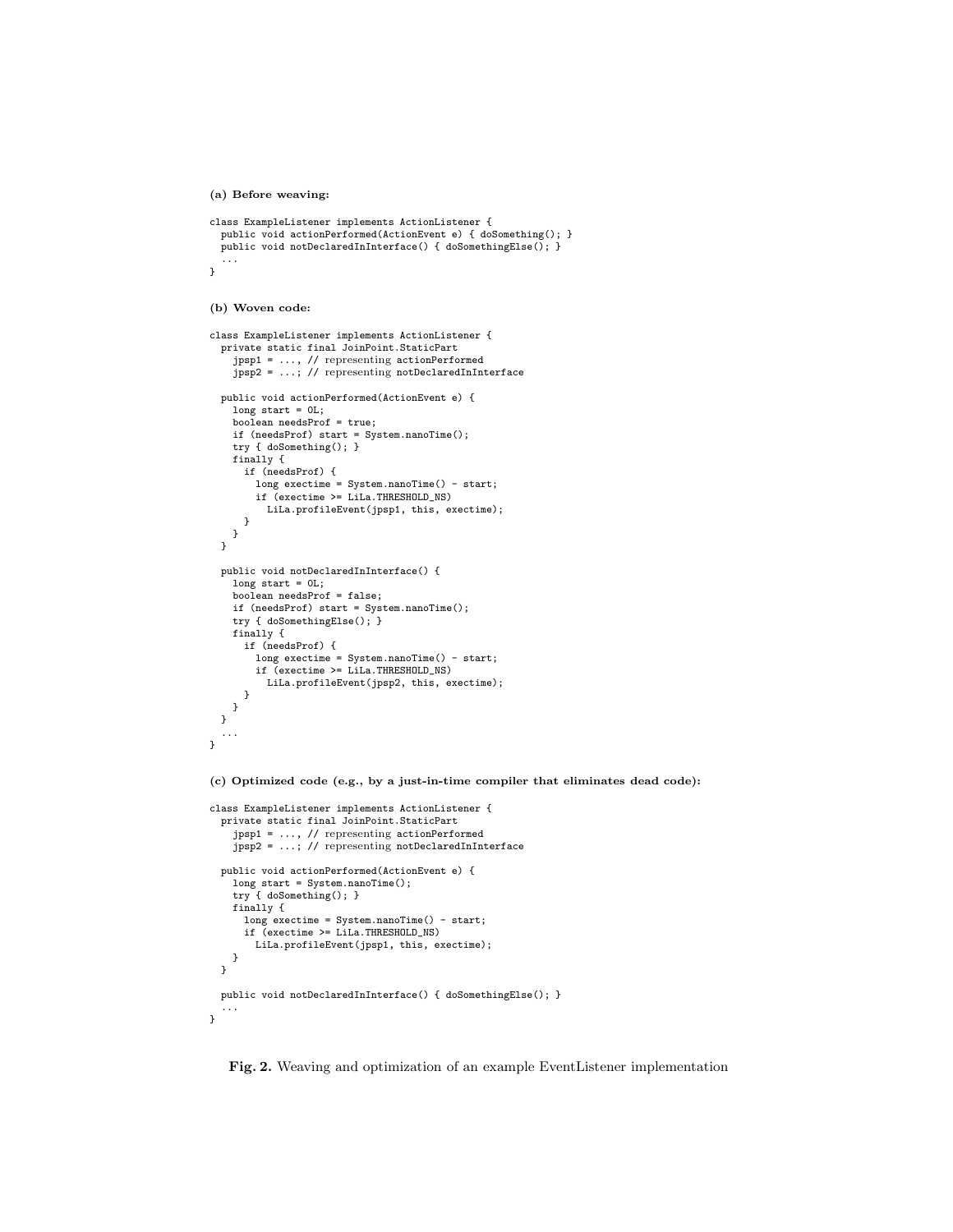**(a) Before weaving:**

```
class ExampleListener implements ActionListener {
  public void actionPerformed(ActionEvent e) { doSomething(); }
  public void notDeclaredInInterface() { doSomethingElse(); }
  ...
}
```

**(b) Woven code:**

```
class ExampleListener implements ActionListener {
  private static final JoinPoint.StaticPart
    jpsp1 = ..., // representing actionPerformed
    jpsp2 = ...; // representing notDeclaredInInterface

  public void actionPerformed(ActionEvent e) {
    long start = 0L;
    boolean needsProf = true;
    if (needsProf) start = System.nanoTime();
    try { doSomething(); }
    finally {
      if (needsProf) {
        long exectime = System.nanoTime() - start;
        if (exectime >= LiLa.THRESHOLD_NS)
          LiLa.profileEvent(jpsp1, this, exectime);
      }
    }
  }

  public void notDeclaredInInterface() {
    long start = 0L;
    boolean needsProf = false;
    if (needsProf) start = System.nanoTime();
    try { doSomethingElse(); }
    finally {
      if (needsProf) {
        long exectime = System.nanoTime() - start;
        if (exectime >= LiLa.THRESHOLD_NS)
          LiLa.profileEvent(jpsp2, this, exectime);
      }
    }
  }
  ...
}
```

**(c) Optimized code (e.g., by a just-in-time compiler that eliminates dead code):**

```
class ExampleListener implements ActionListener {
  private static final JoinPoint.StaticPart
    jpsp1 = ..., // representing actionPerformed
    jpsp2 = ...; // representing notDeclaredInInterface

  public void actionPerformed(ActionEvent e) {
    long start = System.nanoTime();
    try { doSomething(); }
    finally {
      long exectime = System.nanoTime() - start;
      if (exectime >= LiLa.THRESHOLD_NS)
        LiLa.profileEvent(jpsp1, this, exectime);
    }
  }

  public void notDeclaredInInterface() { doSomethingElse(); }
  ...
}
```

**Fig. 2.** Weaving and optimization of an example EventListener implementation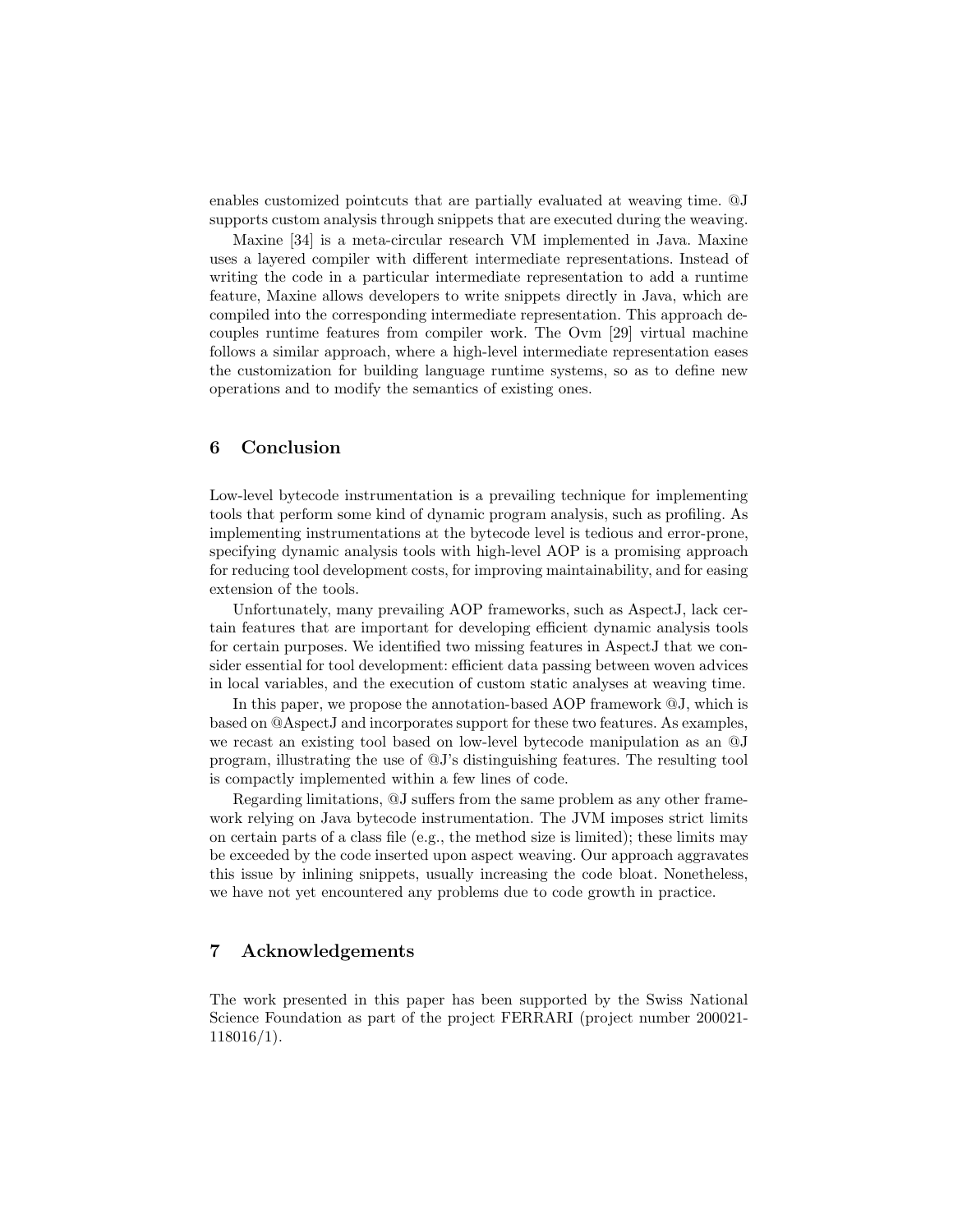enables customized pointcuts that are partially evaluated at weaving time. @J supports custom analysis through snippets that are executed during the weaving.

Maxine [34] is a meta-circular research VM implemented in Java. Maxine uses a layered compiler with different intermediate representations. Instead of writing the code in a particular intermediate representation to add a runtime feature, Maxine allows developers to write snippets directly in Java, which are compiled into the corresponding intermediate representation. This approach decouples runtime features from compiler work. The Ovm [29] virtual machine follows a similar approach, where a high-level intermediate representation eases the customization for building language runtime systems, so as to define new operations and to modify the semantics of existing ones.

## 6 Conclusion

Low-level bytecode instrumentation is a prevailing technique for implementing tools that perform some kind of dynamic program analysis, such as profiling. As implementing instrumentations at the bytecode level is tedious and error-prone, specifying dynamic analysis tools with high-level AOP is a promising approach for reducing tool development costs, for improving maintainability, and for easing extension of the tools.

Unfortunately, many prevailing AOP frameworks, such as AspectJ, lack certain features that are important for developing efficient dynamic analysis tools for certain purposes. We identified two missing features in AspectJ that we consider essential for tool development: efficient data passing between woven advices in local variables, and the execution of custom static analyses at weaving time.

In this paper, we propose the annotation-based AOP framework @J, which is based on @AspectJ and incorporates support for these two features. As examples, we recast an existing tool based on low-level bytecode manipulation as an @J program, illustrating the use of @J's distinguishing features. The resulting tool is compactly implemented within a few lines of code.

Regarding limitations, @J suffers from the same problem as any other framework relying on Java bytecode instrumentation. The JVM imposes strict limits on certain parts of a class file (e.g., the method size is limited); these limits may be exceeded by the code inserted upon aspect weaving. Our approach aggravates this issue by inlining snippets, usually increasing the code bloat. Nonetheless, we have not yet encountered any problems due to code growth in practice.

## 7 Acknowledgements

The work presented in this paper has been supported by the Swiss National Science Foundation as part of the project FERRARI (project number 200021-118016/1).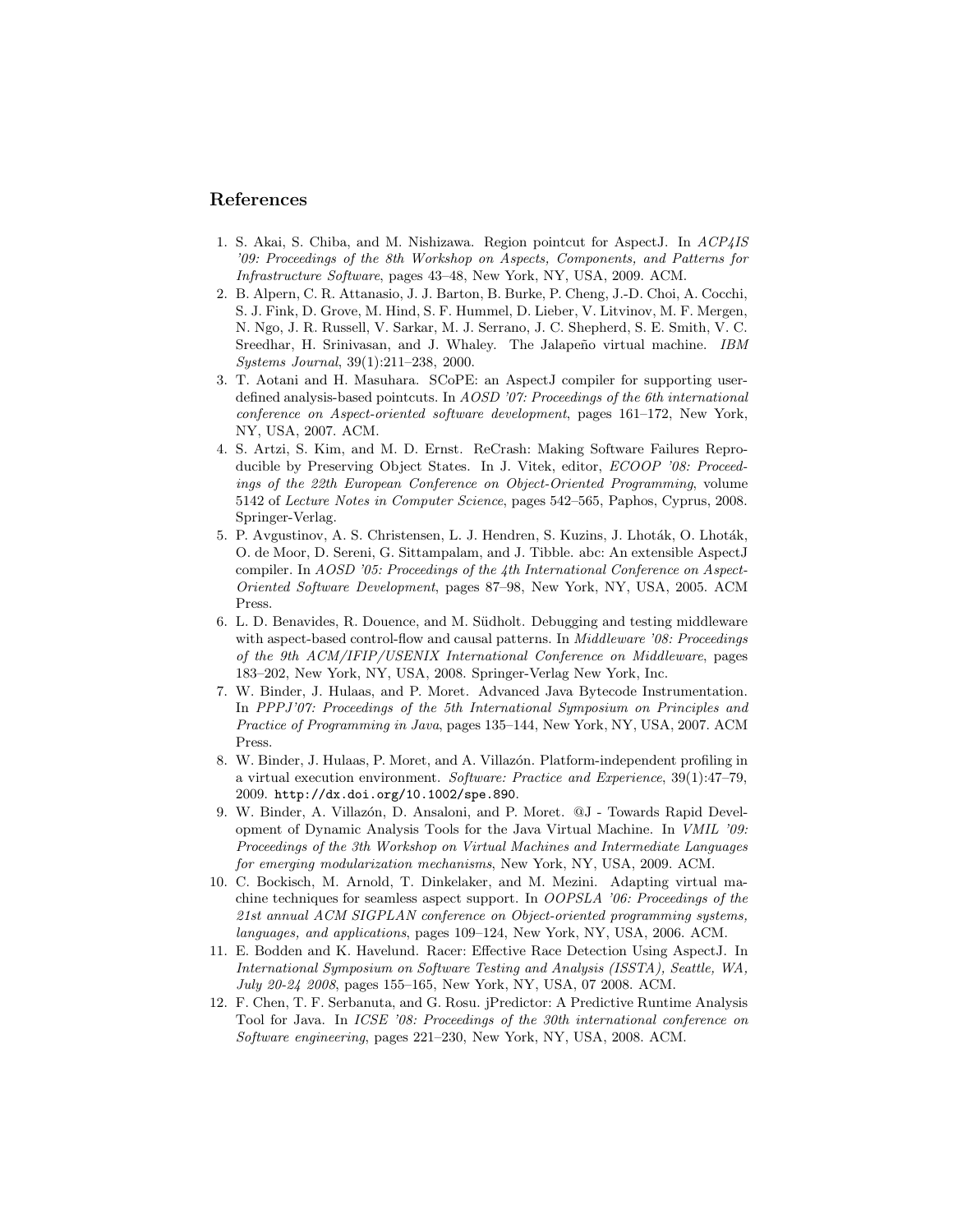## References

1. S. Akai, S. Chiba, and M. Nishizawa. Region pointcut for AspectJ. In *ACP4IS '09: Proceedings of the 8th Workshop on Aspects, Components, and Patterns for Infrastructure Software*, pages 43–48, New York, NY, USA, 2009. ACM.
2. B. Alpern, C. R. Attanasio, J. J. Barton, B. Burke, P. Cheng, J.-D. Choi, A. Cocchi, S. J. Fink, D. Grove, M. Hind, S. F. Hummel, D. Lieber, V. Litvinov, M. F. Mergen, N. Ngo, J. R. Russell, V. Sarkar, M. J. Serrano, J. C. Shepherd, S. E. Smith, V. C. Sreedhar, H. Srinivasan, and J. Whaley. The Jalapeño virtual machine. *IBM Systems Journal*, 39(1):211–238, 2000.
3. T. Aotani and H. Masuhara. SCoPE: an AspectJ compiler for supporting user-defined analysis-based pointcuts. In *AOSD '07: Proceedings of the 6th international conference on Aspect-oriented software development*, pages 161–172, New York, NY, USA, 2007. ACM.
4. S. Artzi, S. Kim, and M. D. Ernst. ReCrash: Making Software Failures Reproducible by Preserving Object States. In J. Vitek, editor, *ECOOP '08: Proceedings of the 22th European Conference on Object-Oriented Programming*, volume 5142 of *Lecture Notes in Computer Science*, pages 542–565, Paphos, Cyprus, 2008. Springer-Verlag.
5. P. Avgustinov, A. S. Christensen, L. J. Hendren, S. Kuzins, J. Lhoták, O. Lhoták, O. de Moor, D. Sereni, G. Sittampalam, and J. Tibble. abc: An extensible AspectJ compiler. In *AOSD '05: Proceedings of the 4th International Conference on Aspect-Oriented Software Development*, pages 87–98, New York, NY, USA, 2005. ACM Press.
6. L. D. Benavides, R. Douence, and M. Südholt. Debugging and testing middleware with aspect-based control-flow and causal patterns. In *Middleware '08: Proceedings of the 9th ACM/IFIP/USENIX International Conference on Middleware*, pages 183–202, New York, NY, USA, 2008. Springer-Verlag New York, Inc.
7. W. Binder, J. Hulaas, and P. Moret. Advanced Java Bytecode Instrumentation. In *PPPJ'07: Proceedings of the 5th International Symposium on Principles and Practice of Programming in Java*, pages 135–144, New York, NY, USA, 2007. ACM Press.
8. W. Binder, J. Hulaas, P. Moret, and A. Villazón. Platform-independent profiling in a virtual execution environment. *Software: Practice and Experience*, 39(1):47–79, 2009. `http://dx.doi.org/10.1002/spe.890`.
9. W. Binder, A. Villazón, D. Ansaloni, and P. Moret. @J - Towards Rapid Development of Dynamic Analysis Tools for the Java Virtual Machine. In *VMIL '09: Proceedings of the 3th Workshop on Virtual Machines and Intermediate Languages for emerging modularization mechanisms*, New York, NY, USA, 2009. ACM.
10. C. Bockisch, M. Arnold, T. Dinkelaker, and M. Mezini. Adapting virtual machine techniques for seamless aspect support. In *OOPSLA '06: Proceedings of the 21st annual ACM SIGPLAN conference on Object-oriented programming systems, languages, and applications*, pages 109–124, New York, NY, USA, 2006. ACM.
11. E. Bodden and K. Havelund. Racer: Effective Race Detection Using AspectJ. In *International Symposium on Software Testing and Analysis (ISSTA), Seattle, WA, July 20-24 2008*, pages 155–165, New York, NY, USA, 07 2008. ACM.
12. F. Chen, T. F. Serbanuta, and G. Rosu. jPredictor: A Predictive Runtime Analysis Tool for Java. In *ICSE '08: Proceedings of the 30th international conference on Software engineering*, pages 221–230, New York, NY, USA, 2008. ACM.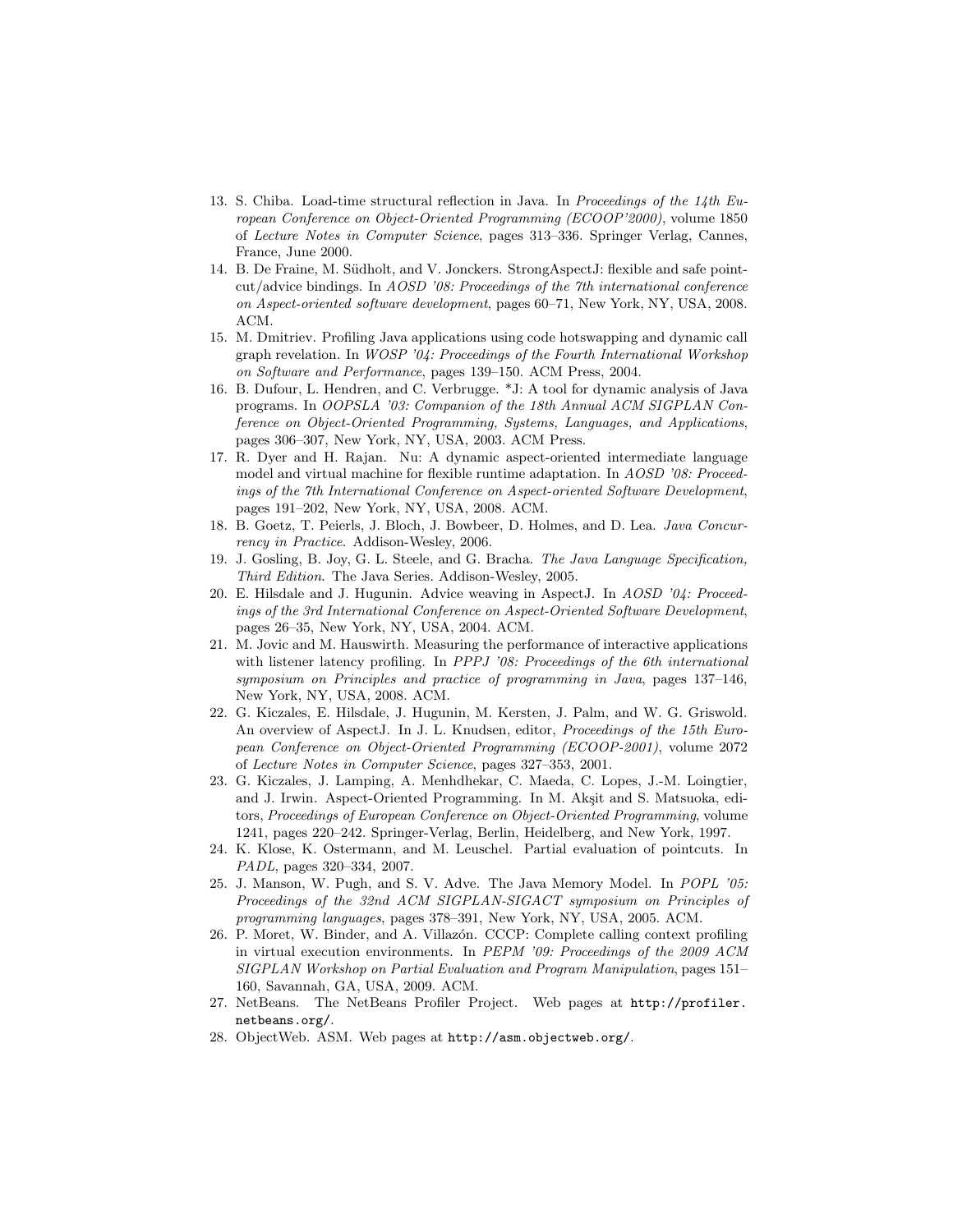13. S. Chiba. Load-time structural reflection in Java. In *Proceedings of the 14th European Conference on Object-Oriented Programming (ECOOP'2000)*, volume 1850 of *Lecture Notes in Computer Science*, pages 313–336. Springer Verlag, Cannes, France, June 2000.
14. B. De Fraine, M. Südholt, and V. Jonckers. StrongAspectJ: flexible and safe pointcut/advice bindings. In *AOSD '08: Proceedings of the 7th international conference on Aspect-oriented software development*, pages 60–71, New York, NY, USA, 2008. ACM.
15. M. Dmitriev. Profiling Java applications using code hotswapping and dynamic call graph revelation. In *WOSP '04: Proceedings of the Fourth International Workshop on Software and Performance*, pages 139–150. ACM Press, 2004.
16. B. Dufour, L. Hendren, and C. Verbrugge. *J: A tool for dynamic analysis of Java programs. In *OOPSLA '03: Companion of the 18th Annual ACM SIGPLAN Conference on Object-Oriented Programming, Systems, Languages, and Applications*, pages 306–307, New York, NY, USA, 2003. ACM Press.
17. R. Dyer and H. Rajan. Nu: A dynamic aspect-oriented intermediate language model and virtual machine for flexible runtime adaptation. In *AOSD '08: Proceedings of the 7th International Conference on Aspect-oriented Software Development*, pages 191–202, New York, NY, USA, 2008. ACM.
18. B. Goetz, T. Peierls, J. Bloch, J. Bowbeer, D. Holmes, and D. Lea. *Java Concurrency in Practice*. Addison-Wesley, 2006.
19. J. Gosling, B. Joy, G. L. Steele, and G. Bracha. *The Java Language Specification, Third Edition*. The Java Series. Addison-Wesley, 2005.
20. E. Hilsdale and J. Hugunin. Advice weaving in AspectJ. In *AOSD '04: Proceedings of the 3rd International Conference on Aspect-Oriented Software Development*, pages 26–35, New York, NY, USA, 2004. ACM.
21. M. Jovic and M. Hauswirth. Measuring the performance of interactive applications with listener latency profiling. In *PPPJ '08: Proceedings of the 6th international symposium on Principles and practice of programming in Java*, pages 137–146, New York, NY, USA, 2008. ACM.
22. G. Kiczales, E. Hilsdale, J. Hugunin, M. Kersten, J. Palm, and W. G. Griswold. An overview of AspectJ. In J. L. Knudsen, editor, *Proceedings of the 15th European Conference on Object-Oriented Programming (ECOOP-2001)*, volume 2072 of *Lecture Notes in Computer Science*, pages 327–353, 2001.
23. G. Kiczales, J. Lamping, A. Menhdhekar, C. Maeda, C. Lopes, J.-M. Loingtier, and J. Irwin. Aspect-Oriented Programming. In M. Akşit and S. Matsuoka, editors, *Proceedings of European Conference on Object-Oriented Programming*, volume 1241, pages 220–242. Springer-Verlag, Berlin, Heidelberg, and New York, 1997.
24. K. Klose, K. Ostermann, and M. Leuschel. Partial evaluation of pointcuts. In *PADL*, pages 320–334, 2007.
25. J. Manson, W. Pugh, and S. V. Adve. The Java Memory Model. In *POPL '05: Proceedings of the 32nd ACM SIGPLAN-SIGACT symposium on Principles of programming languages*, pages 378–391, New York, NY, USA, 2005. ACM.
26. P. Moret, W. Binder, and A. Villazón. CCCP: Complete calling context profiling in virtual execution environments. In *PEPM '09: Proceedings of the 2009 ACM SIGPLAN Workshop on Partial Evaluation and Program Manipulation*, pages 151–160, Savannah, GA, USA, 2009. ACM.
27. NetBeans. The NetBeans Profiler Project. Web pages at `http://profiler.netbeans.org/`.
28. ObjectWeb. ASM. Web pages at `http://asm.objectweb.org/`.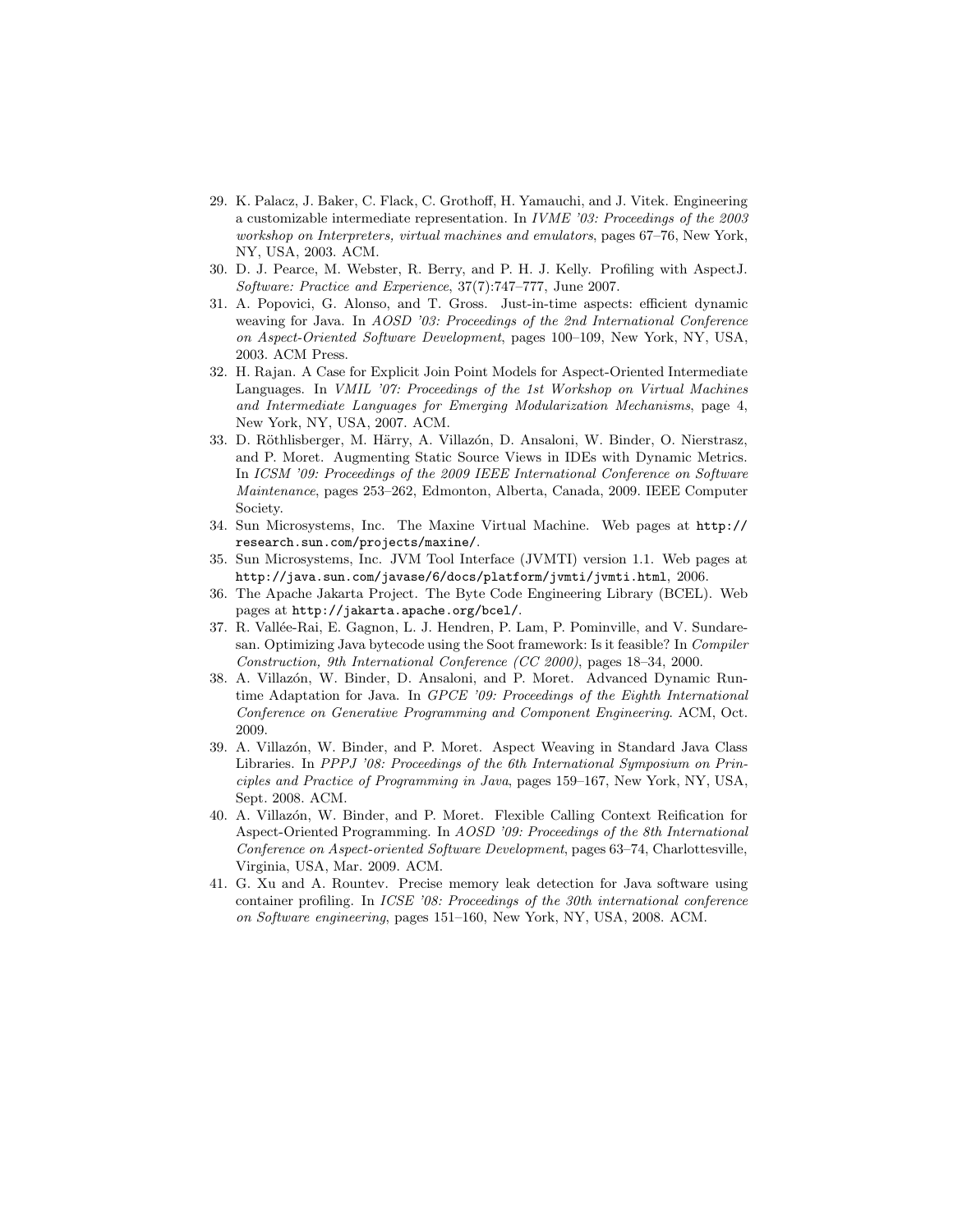29. K. Palacz, J. Baker, C. Flack, C. Grothoff, H. Yamauchi, and J. Vitek. Engineering a customizable intermediate representation. In *IVME '03: Proceedings of the 2003 workshop on Interpreters, virtual machines and emulators*, pages 67–76, New York, NY, USA, 2003. ACM.
30. D. J. Pearce, M. Webster, R. Berry, and P. H. J. Kelly. Profiling with AspectJ. *Software: Practice and Experience*, 37(7):747–777, June 2007.
31. A. Popovici, G. Alonso, and T. Gross. Just-in-time aspects: efficient dynamic weaving for Java. In *AOSD '03: Proceedings of the 2nd International Conference on Aspect-Oriented Software Development*, pages 100–109, New York, NY, USA, 2003. ACM Press.
32. H. Rajan. A Case for Explicit Join Point Models for Aspect-Oriented Intermediate Languages. In *VMIL '07: Proceedings of the 1st Workshop on Virtual Machines and Intermediate Languages for Emerging Modularization Mechanisms*, page 4, New York, NY, USA, 2007. ACM.
33. D. Röthlisberger, M. Härry, A. Villazón, D. Ansaloni, W. Binder, O. Nierstrasz, and P. Moret. Augmenting Static Source Views in IDEs with Dynamic Metrics. In *ICSM '09: Proceedings of the 2009 IEEE International Conference on Software Maintenance*, pages 253–262, Edmonton, Alberta, Canada, 2009. IEEE Computer Society.
34. Sun Microsystems, Inc. The Maxine Virtual Machine. Web pages at `http://research.sun.com/projects/maxine/`.
35. Sun Microsystems, Inc. JVM Tool Interface (JVMTI) version 1.1. Web pages at `http://java.sun.com/javase/6/docs/platform/jvmti/jvmti.html`, 2006.
36. The Apache Jakarta Project. The Byte Code Engineering Library (BCEL). Web pages at `http://jakarta.apache.org/bcel/`.
37. R. Vallée-Rai, E. Gagnon, L. J. Hendren, P. Lam, P. Pominville, and V. Sundaresan. Optimizing Java bytecode using the Soot framework: Is it feasible? In *Compiler Construction, 9th International Conference (CC 2000)*, pages 18–34, 2000.
38. A. Villazón, W. Binder, D. Ansaloni, and P. Moret. Advanced Dynamic Runtime Adaptation for Java. In *GPCE '09: Proceedings of the Eighth International Conference on Generative Programming and Component Engineering*. ACM, Oct. 2009.
39. A. Villazón, W. Binder, and P. Moret. Aspect Weaving in Standard Java Class Libraries. In *PPPJ '08: Proceedings of the 6th International Symposium on Principles and Practice of Programming in Java*, pages 159–167, New York, NY, USA, Sept. 2008. ACM.
40. A. Villazón, W. Binder, and P. Moret. Flexible Calling Context Reification for Aspect-Oriented Programming. In *AOSD '09: Proceedings of the 8th International Conference on Aspect-oriented Software Development*, pages 63–74, Charlottesville, Virginia, USA, Mar. 2009. ACM.
41. G. Xu and A. Rountev. Precise memory leak detection for Java software using container profiling. In *ICSE '08: Proceedings of the 30th international conference on Software engineering*, pages 151–160, New York, NY, USA, 2008. ACM.